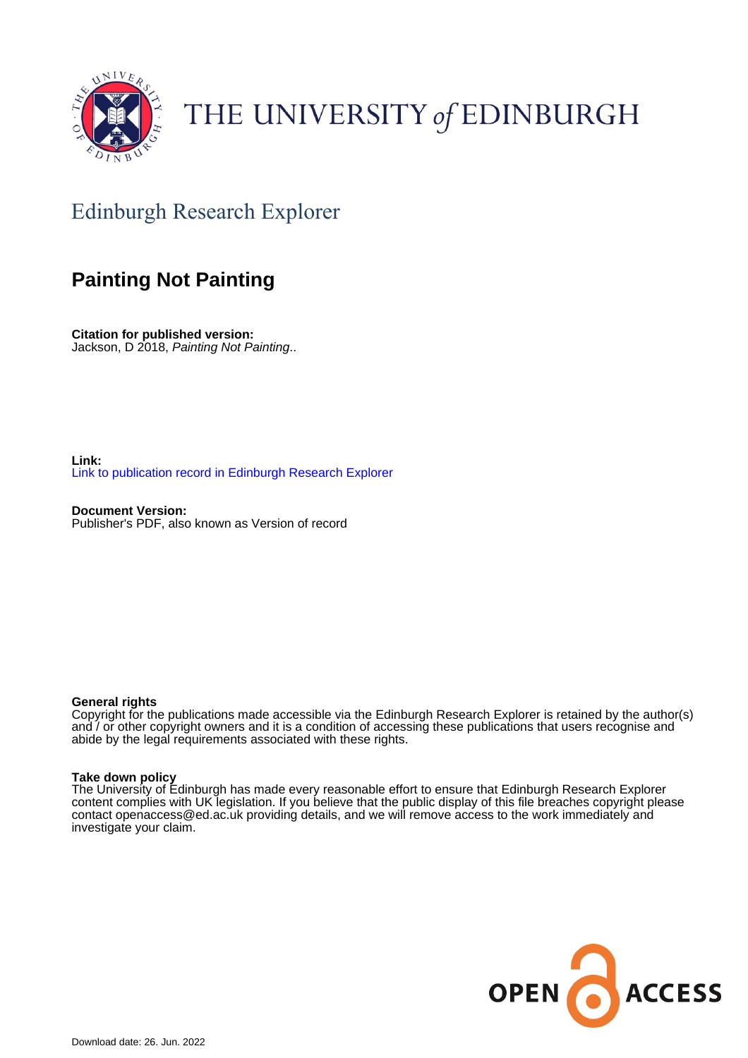THE UNIVERSITY *of* EDINBURGH

Edinburgh Research Explorer

# Painting Not Painting

**Citation for published version:**
Jackson, D 2018, *Painting Not Painting*..

**Link:**
Link to publication record in Edinburgh Research Explorer

**Document Version:**
Publisher's PDF, also known as Version of record

**General rights**
Copyright for the publications made accessible via the Edinburgh Research Explorer is retained by the author(s) and / or other copyright owners and it is a condition of accessing these publications that users recognise and abide by the legal requirements associated with these rights.

**Take down policy**
The University of Edinburgh has made every reasonable effort to ensure that Edinburgh Research Explorer content complies with UK legislation. If you believe that the public display of this file breaches copyright please contact openaccess@ed.ac.uk providing details, and we will remove access to the work immediately and investigate your claim.

OPEN ACCESS

Download date: 26. Jun. 2022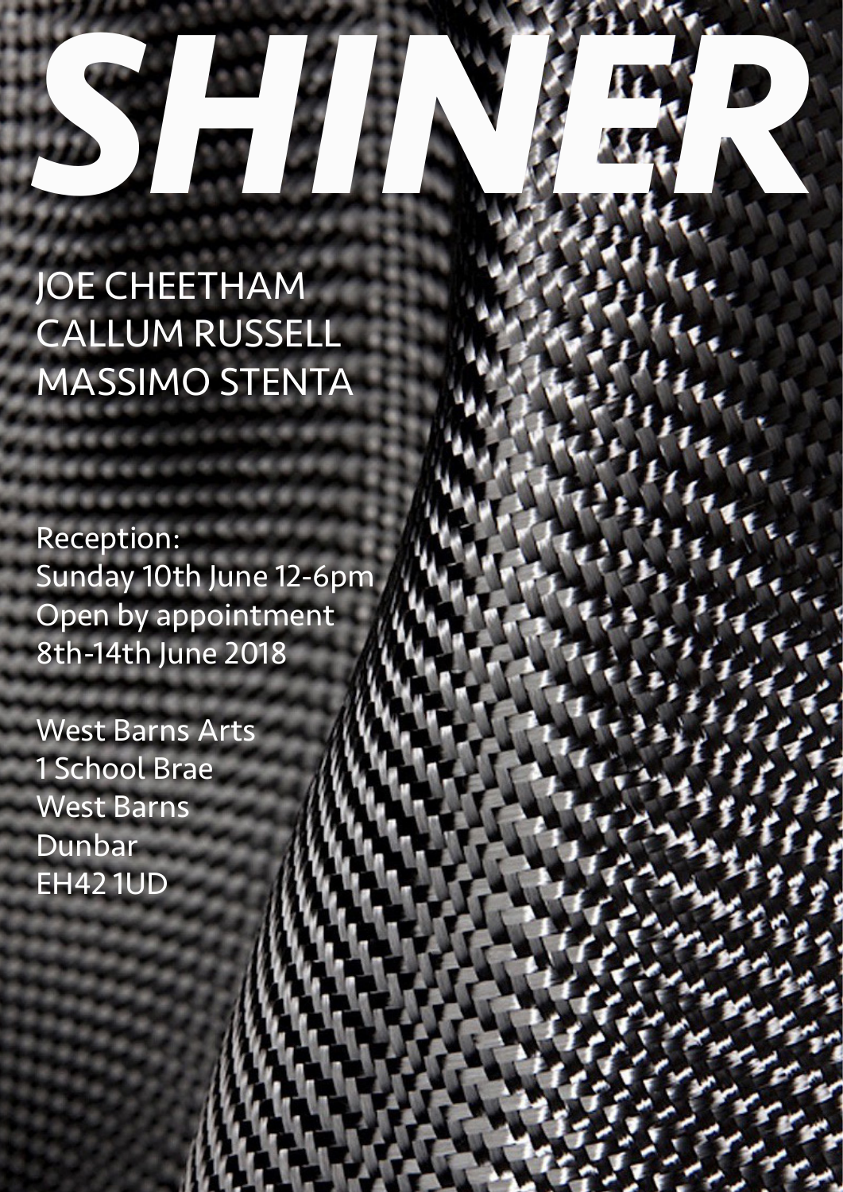# *SHINER*

JOE CHEETHAM
CALLUM RUSSELL
MASSIMO STENTA

Reception:
Sunday 10th June 12-6pm
Open by appointment
8th-14th June 2018

West Barns Arts
1 School Brae
West Barns
Dunbar
EH42 1UD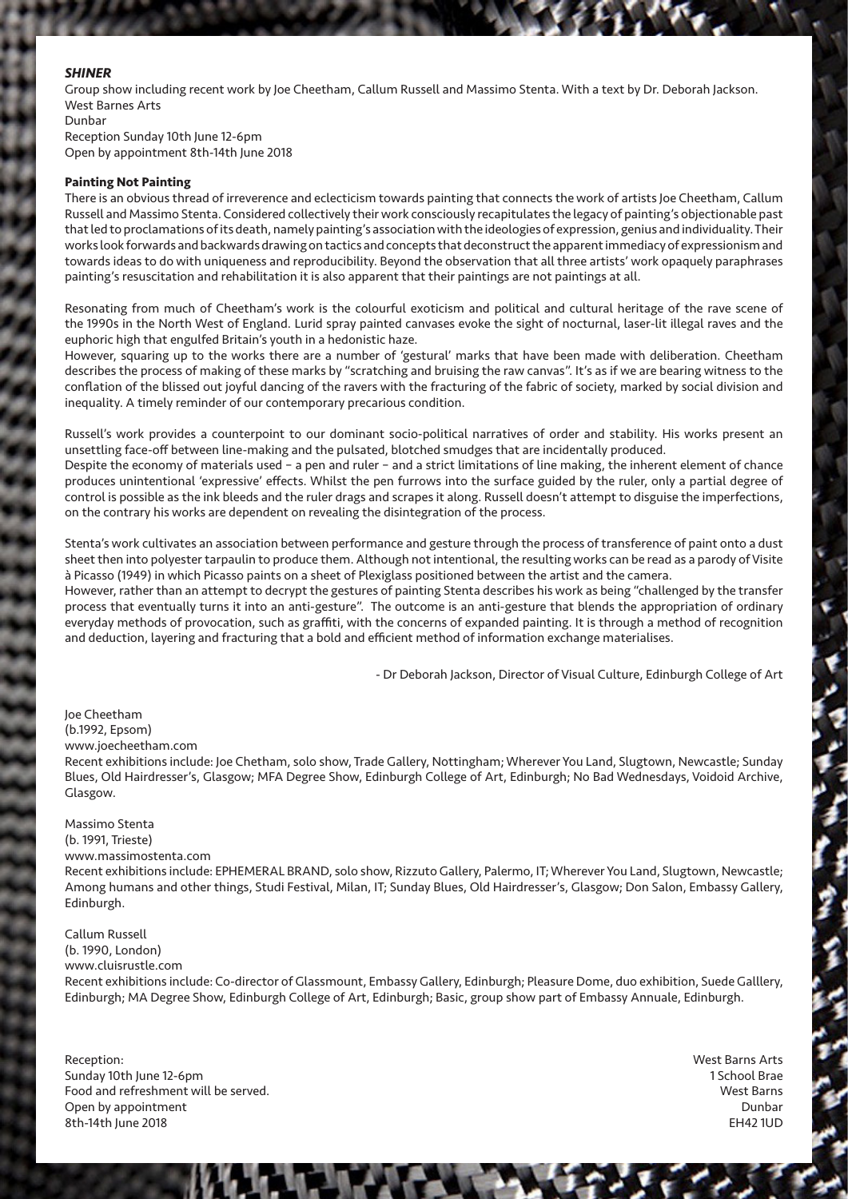***SHINER***

Group show including recent work by Joe Cheetham, Callum Russell and Massimo Stenta. With a text by Dr. Deborah Jackson.
West Barnes Arts
Dunbar
Reception Sunday 10th June 12-6pm
Open by appointment 8th-14th June 2018

**Painting Not Painting**

There is an obvious thread of irreverence and eclecticism towards painting that connects the work of artists Joe Cheetham, Callum Russell and Massimo Stenta. Considered collectively their work consciously recapitulates the legacy of painting's objectionable past that led to proclamations of its death, namely painting's association with the ideologies of expression, genius and individuality. Their works look forwards and backwards drawing on tactics and concepts that deconstruct the apparent immediacy of expressionism and towards ideas to do with uniqueness and reproducibility. Beyond the observation that all three artists' work opaquely paraphrases painting's resuscitation and rehabilitation it is also apparent that their paintings are not paintings at all.

Resonating from much of Cheetham's work is the colourful exoticism and political and cultural heritage of the rave scene of the 1990s in the North West of England. Lurid spray painted canvases evoke the sight of nocturnal, laser-lit illegal raves and the euphoric high that engulfed Britain's youth in a hedonistic haze.

However, squaring up to the works there are a number of 'gestural' marks that have been made with deliberation. Cheetham describes the process of making of these marks by "scratching and bruising the raw canvas". It's as if we are bearing witness to the conflation of the blissed out joyful dancing of the ravers with the fracturing of the fabric of society, marked by social division and inequality. A timely reminder of our contemporary precarious condition.

Russell's work provides a counterpoint to our dominant socio-political narratives of order and stability. His works present an unsettling face-off between line-making and the pulsated, blotched smudges that are incidentally produced.

Despite the economy of materials used – a pen and ruler – and a strict limitations of line making, the inherent element of chance produces unintentional 'expressive' effects. Whilst the pen furrows into the surface guided by the ruler, only a partial degree of control is possible as the ink bleeds and the ruler drags and scrapes it along. Russell doesn't attempt to disguise the imperfections, on the contrary his works are dependent on revealing the disintegration of the process.

Stenta's work cultivates an association between performance and gesture through the process of transference of paint onto a dust sheet then into polyester tarpaulin to produce them. Although not intentional, the resulting works can be read as a parody of Visite à Picasso (1949) in which Picasso paints on a sheet of Plexiglass positioned between the artist and the camera.

However, rather than an attempt to decrypt the gestures of painting Stenta describes his work as being "challenged by the transfer process that eventually turns it into an anti-gesture". The outcome is an anti-gesture that blends the appropriation of ordinary everyday methods of provocation, such as graffiti, with the concerns of expanded painting. It is through a method of recognition and deduction, layering and fracturing that a bold and efficient method of information exchange materialises.

- Dr Deborah Jackson, Director of Visual Culture, Edinburgh College of Art

Joe Cheetham
(b.1992, Epsom)
www.joecheetham.com
Recent exhibitions include: Joe Chetham, solo show, Trade Gallery, Nottingham; Wherever You Land, Slugtown, Newcastle; Sunday Blues, Old Hairdresser's, Glasgow; MFA Degree Show, Edinburgh College of Art, Edinburgh; No Bad Wednesdays, Voidoid Archive, Glasgow.

Massimo Stenta
(b. 1991, Trieste)
www.massimostenta.com
Recent exhibitions include: EPHEMERAL BRAND, solo show, Rizzuto Gallery, Palermo, IT; Wherever You Land, Slugtown, Newcastle; Among humans and other things, Studi Festival, Milan, IT; Sunday Blues, Old Hairdresser's, Glasgow; Don Salon, Embassy Gallery, Edinburgh.

Callum Russell
(b. 1990, London)
www.cluisrustle.com
Recent exhibitions include: Co-director of Glassmount, Embassy Gallery, Edinburgh; Pleasure Dome, duo exhibition, Suede Galllery, Edinburgh; MA Degree Show, Edinburgh College of Art, Edinburgh; Basic, group show part of Embassy Annuale, Edinburgh.

Reception:
Sunday 10th June 12-6pm
Food and refreshment will be served.
Open by appointment
8th-14th June 2018

West Barns Arts
1 School Brae
West Barns
Dunbar
EH42 1UD